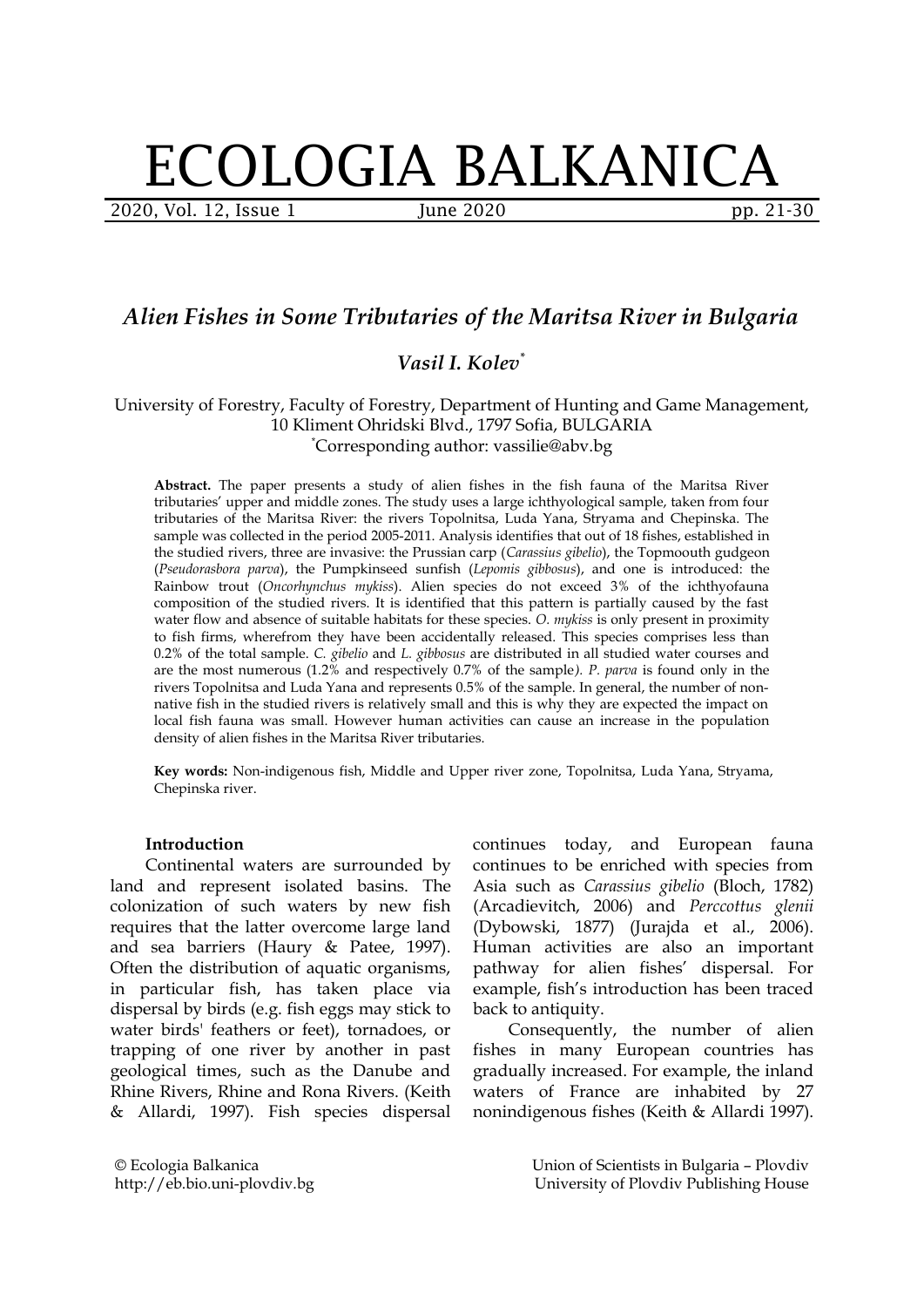# ECOLOGIA BALKANICA

## *Alien Fishes in Some Tributaries of the Maritsa River in Bulgaria*

### *Vasil I. Kolev*[*]

University of Forestry, Faculty of Forestry, Department of Hunting and Game Management, 10 Kliment Ohridski Blvd., 1797 Sofia, BULGARIA
[*]Corresponding author: vassilie@abv.bg

**Abstract.** The paper presents a study of alien fishes in the fish fauna of the Maritsa River tributaries' upper and middle zones. The study uses a large ichthyological sample, taken from four tributaries of the Maritsa River: the rivers Topolnitsa, Luda Yana, Stryama and Chepinska. The sample was collected in the period 2005-2011. Analysis identifies that out of 18 fishes, established in the studied rivers, three are invasive: the Prussian carp (*Carassius gibelio*), the Topmoouth gudgeon (*Pseudorasbora parva*), the Pumpkinseed sunfish (*Lepomis gibbosus*), and one is introduced: the Rainbow trout (*Oncorhynchus mykiss*). Alien species do not exceed 3% of the ichthyofauna composition of the studied rivers. It is identified that this pattern is partially caused by the fast water flow and absence of suitable habitats for these species. *O. mykiss* is only present in proximity to fish firms, wherefrom they have been accidentally released. This species comprises less than 0.2% of the total sample. *C. gibelio* and *L. gibbosus* are distributed in all studied water courses and are the most numerous (1.2% and respectively 0.7% of the sample*). P. parva* is found only in the rivers Topolnitsa and Luda Yana and represents 0.5% of the sample. In general, the number of non-native fish in the studied rivers is relatively small and this is why they are expected the impact on local fish fauna was small. However human activities can cause an increase in the population density of alien fishes in the Maritsa River tributaries.

**Key words:** Non-indigenous fish, Middle and Upper river zone, Topolnitsa, Luda Yana, Stryama, Chepinska river.

#### Introduction

Continental waters are surrounded by land and represent isolated basins. The colonization of such waters by new fish requires that the latter overcome large land and sea barriers (Haury & Patee, 1997). Often the distribution of aquatic organisms, in particular fish, has taken place via dispersal by birds (e.g. fish eggs may stick to water birds' feathers or feet), tornadoes, or trapping of one river by another in past geological times, such as the Danube and Rhine Rivers, Rhine and Rona Rivers. (Keith & Allardi, 1997). Fish species dispersal continues today, and European fauna continues to be enriched with species from Asia such as *Carassius gibelio* (Bloch, 1782) (Arcadievitch, 2006) and *Perccottus glenii* (Dybowski, 1877) (Jurajda et al., 2006). Human activities are also an important pathway for alien fishes' dispersal. For example, fish's introduction has been traced back to antiquity.

Consequently, the number of alien fishes in many European countries has gradually increased. For example, the inland waters of France are inhabited by 27 nonindigenous fishes (Keith & Allardi 1997).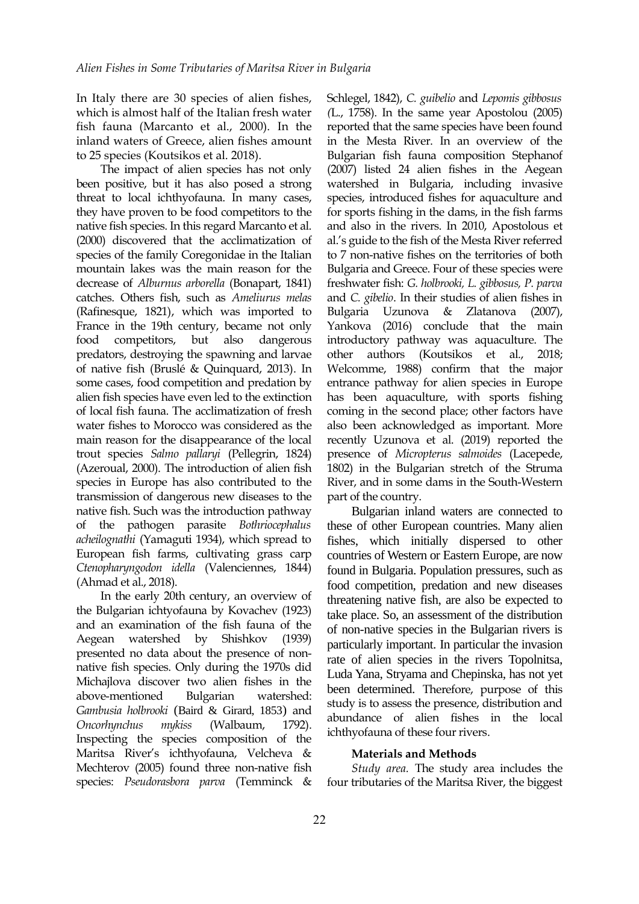In Italy there are 30 species of alien fishes, which is almost half of the Italian fresh water fish fauna (Marcanto et al., 2000). In the inland waters of Greece, alien fishes amount to 25 species (Koutsikos et al. 2018).

The impact of alien species has not only been positive, but it has also posed a strong threat to local ichthyofauna. In many cases, they have proven to be food competitors to the native fish species. In this regard Marcanto et al. (2000) discovered that the acclimatization of species of the family Coregonidae in the Italian mountain lakes was the main reason for the decrease of *Alburnus arborella* (Bonapart, 1841) catches. Others fish, such as *Ameliurus melas* (Rafinesque, 1821), which was imported to France in the 19th century, became not only food competitors, but also dangerous predators, destroying the spawning and larvae of native fish (Bruslé & Quinquard, 2013). In some cases, food competition and predation by alien fish species have even led to the extinction of local fish fauna. The acclimatization of fresh water fishes to Morocco was considered as the main reason for the disappearance of the local trout species *Salmo pallaryi* (Pellegrin, 1824) (Azeroual, 2000). The introduction of alien fish species in Europe has also contributed to the transmission of dangerous new diseases to the native fish. Such was the introduction pathway of the pathogen parasite *Bothriocephalus acheilognathi* (Yamaguti 1934), which spread to European fish farms, cultivating grass carp *Ctenopharyngodon idella* (Valenciennes, 1844) (Ahmad et al., 2018).

In the early 20th century, an overview of the Bulgarian ichtyofauna by Kovachev (1923) and an examination of the fish fauna of the Aegean watershed by Shishkov (1939) presented no data about the presence of non-native fish species. Only during the 1970s did Michajlova discover two alien fishes in the above-mentioned Bulgarian watershed: *Gambusia holbrooki* (Baird & Girard, 1853) and *Oncorhynchus mykiss* (Walbaum, 1792). Inspecting the species composition of the Maritsa River's ichthyofauna, Velcheva & Mechterov (2005) found three non-native fish species: *Pseudorasbora parva* (Temminck & Schlegel, 1842), *C. guibelio* and *Lepomis gibbosus (*L., 1758). In the same year Apostolou (2005) reported that the same species have been found in the Mesta River. In an overview of the Bulgarian fish fauna composition Stephanof (2007) listed 24 alien fishes in the Aegean watershed in Bulgaria, including invasive species, introduced fishes for aquaculture and for sports fishing in the dams, in the fish farms and also in the rivers. In 2010, Apostolous et al.'s guide to the fish of the Mesta River referred to 7 non-native fishes on the territories of both Bulgaria and Greece. Four of these species were freshwater fish: *G. holbrooki, L. gibbosus, P. parva* and *C. gibelio*. In their studies of alien fishes in Bulgaria Uzunova & Zlatanova (2007), Yankova (2016) conclude that the main introductory pathway was aquaculture. The other authors (Koutsikos et al., 2018; Welcomme, 1988) confirm that the major entrance pathway for alien species in Europe has been aquaculture, with sports fishing coming in the second place; other factors have also been acknowledged as important. More recently Uzunova et al. (2019) reported the presence of *Micropterus salmoides* (Lacepede, 1802) in the Bulgarian stretch of the Struma River, and in some dams in the South-Western part of the country.

Bulgarian inland waters are connected to these of other European countries. Many alien fishes, which initially dispersed to other countries of Western or Eastern Europe, are now found in Bulgaria. Population pressures, such as food competition, predation and new diseases threatening native fish, are also be expected to take place. So, an assessment of the distribution of non-native species in the Bulgarian rivers is particularly important. In particular the invasion rate of alien species in the rivers Topolnitsa, Luda Yana, Stryama and Chepinska, has not yet been determined. Therefore, purpose of this study is to assess the presence, distribution and abundance of alien fishes in the local ichthyofauna of these four rivers.

## Materials and Methods

*Study area.* The study area includes the four tributaries of the Maritsa River, the biggest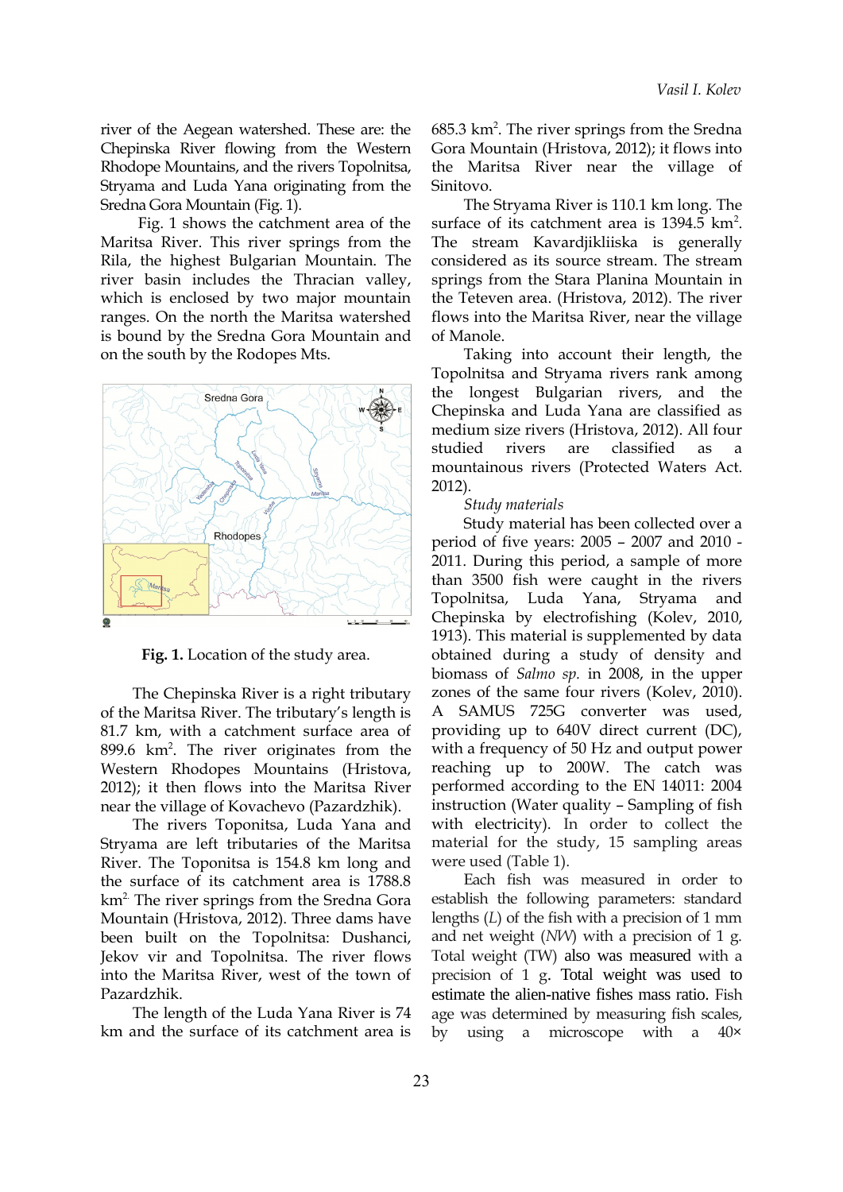river of the Aegean watershed. These are: the Chepinska River flowing from the Western Rhodope Mountains, and the rivers Topolnitsa, Stryama and Luda Yana originating from the Sredna Gora Mountain (Fig. 1).

Fig. 1 shows the catchment area of the Maritsa River. This river springs from the Rila, the highest Bulgarian Mountain. The river basin includes the Thracian valley, which is enclosed by two major mountain ranges. On the north the Maritsa watershed is bound by the Sredna Gora Mountain and on the south by the Rodopes Mts.

**Fig. 1.** Location of the study area.

The Chepinska River is a right tributary of the Maritsa River. The tributary's length is 81.7 km, with a catchment surface area of 899.6 km$^2$. The river originates from the Western Rhodopes Mountains (Hristova, 2012); it then flows into the Maritsa River near the village of Kovachevo (Pazardzhik).

The rivers Toponitsa, Luda Yana and Stryama are left tributaries of the Maritsa River. The Toponitsa is 154.8 km long and the surface of its catchment area is 1788.8 km$^2$. The river springs from the Sredna Gora Mountain (Hristova, 2012). Three dams have been built on the Topolnitsa: Dushanci, Jekov vir and Topolnitsa. The river flows into the Maritsa River, west of the town of Pazardzhik.

The length of the Luda Yana River is 74 km and the surface of its catchment area is 685.3 km$^2$. The river springs from the Sredna Gora Mountain (Hristova, 2012); it flows into the Maritsa River near the village of Sinitovo.

The Stryama River is 110.1 km long. The surface of its catchment area is 1394.5 km$^2$. The stream Kavardjikliiska is generally considered as its source stream. The stream springs from the Stara Planina Mountain in the Teteven area. (Hristova, 2012). The river flows into the Maritsa River, near the village of Manole.

Taking into account their length, the Topolnitsa and Stryama rivers rank among the longest Bulgarian rivers, and the Chepinska and Luda Yana are classified as medium size rivers (Hristova, 2012). All four studied rivers are classified as a mountainous rivers (Protected Waters Act. 2012).

*Study materials*

Study material has been collected over a period of five years: 2005 – 2007 and 2010 - 2011. During this period, a sample of more than 3500 fish were caught in the rivers Topolnitsa, Luda Yana, Stryama and Chepinska by electrofishing (Kolev, 2010, 1913). This material is supplemented by data obtained during a study of density and biomass of *Salmo sp.* in 2008, in the upper zones of the same four rivers (Kolev, 2010). A SAMUS 725G converter was used, providing up to 640V direct current (DC), with a frequency of 50 Hz and output power reaching up to 200W. The catch was performed according to the EN 14011: 2004 instruction (Water quality – Sampling of fish with electricity). In order to collect the material for the study, 15 sampling areas were used (Table 1).

Each fish was measured in order to establish the following parameters: standard lengths (*L*) of the fish with a precision of 1 mm and net weight (*NW*) with a precision of 1 g. Total weight (TW) also was measured with a precision of 1 g. Total weight was used to estimate the alien-native fishes mass ratio. Fish age was determined by measuring fish scales, by using a microscope with a 40×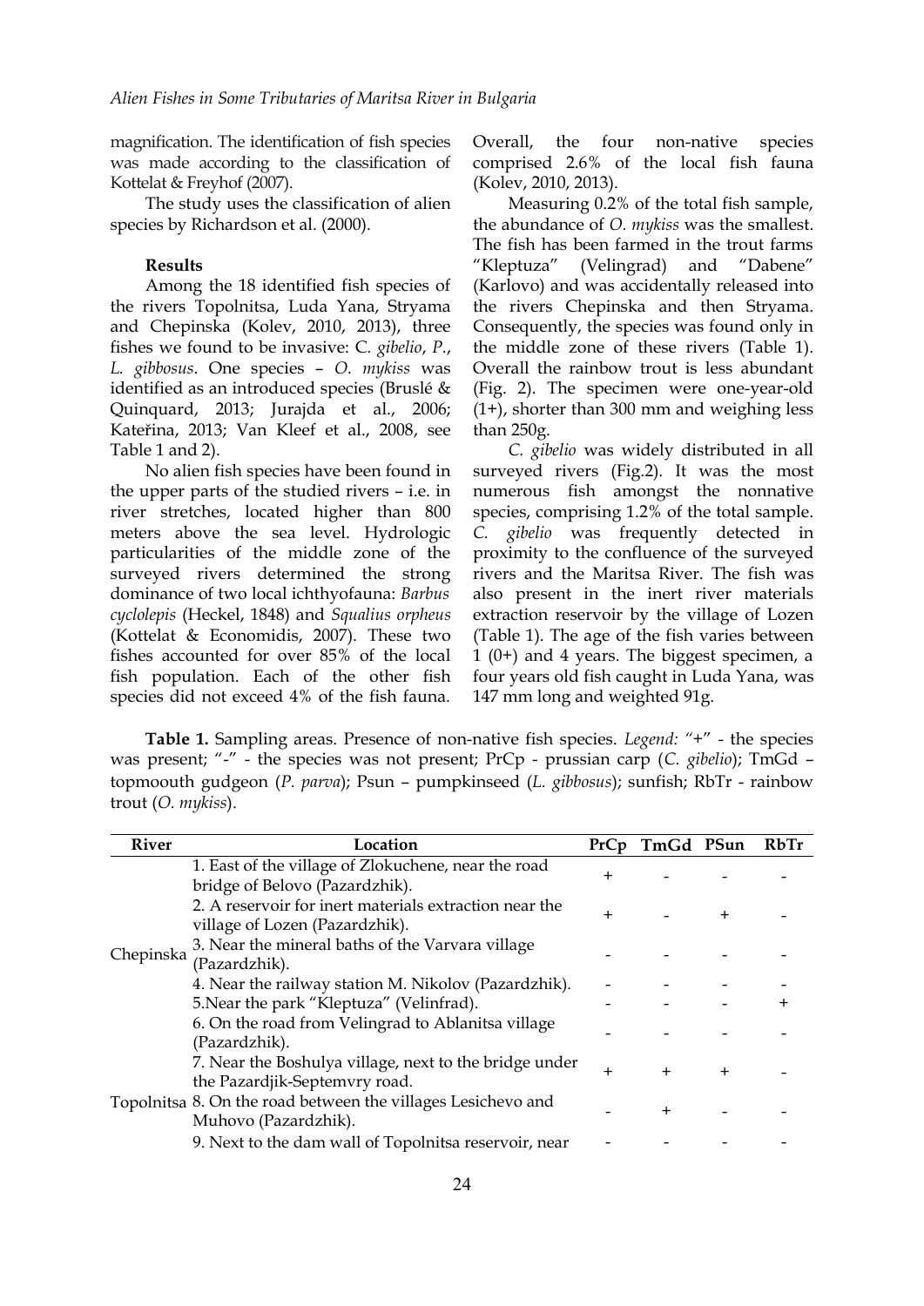magnification. The identification of fish species was made according to the classification of Kottelat & Freyhof (2007).

The study uses the classification of alien species by Richardson et al. (2000).

### Results

Among the 18 identified fish species of the rivers Topolnitsa, Luda Yana, Stryama and Chepinska (Kolev, 2010, 2013), three fishes we found to be invasive: *C. gibelio*, *P.*, *L. gibbosus*. One species – *O. mykiss* was identified as an introduced species (Bruslé & Quinquard, 2013; Jurajda et al., 2006; Kateřina, 2013; Van Kleef et al., 2008, see Table 1 and 2).

No alien fish species have been found in the upper parts of the studied rivers – i.e. in river stretches, located higher than 800 meters above the sea level. Hydrologic particularities of the middle zone of the surveyed rivers determined the strong dominance of two local ichthyofauna: *Barbus cyclolepis* (Heckel, 1848) and *Squalius orpheus* (Kottelat & Economidis, 2007). These two fishes accounted for over 85% of the local fish population. Each of the other fish species did not exceed 4% of the fish fauna. Overall, the four non-native species comprised 2.6% of the local fish fauna (Kolev, 2010, 2013).

Measuring 0.2% of the total fish sample, the abundance of *O. mykiss* was the smallest. The fish has been farmed in the trout farms "Kleptuza" (Velingrad) and "Dabene" (Karlovo) and was accidentally released into the rivers Chepinska and then Stryama. Consequently, the species was found only in the middle zone of these rivers (Table 1). Overall the rainbow trout is less abundant (Fig. 2). The specimen were one-year-old (1+), shorter than 300 mm and weighing less than 250g.

*C. gibelio* was widely distributed in all surveyed rivers (Fig.2). It was the most numerous fish amongst the nonnative species, comprising 1.2% of the total sample. *C. gibelio* was frequently detected in proximity to the confluence of the surveyed rivers and the Maritsa River. The fish was also present in the inert river materials extraction reservoir by the village of Lozen (Table 1). The age of the fish varies between 1 (0+) and 4 years. The biggest specimen, a four years old fish caught in Luda Yana, was 147 mm long and weighted 91g.

**Table 1.** Sampling areas. Presence of non-native fish species. *Legend:* "+" - the species was present; "-" - the species was not present; PrCp - prussian carp (*C. gibelio*); TmGd – topmoouth gudgeon (*P. parva*); Psun – pumpkinseed (*L. gibbosus*); sunfish; RbTr - rainbow trout (*O. mykiss*).

| River | Location | PrCp | TmGd | PSun | RbTr |
|---|---|---|---|---|---|
| Chepinska | 1. East of the village of Zlokuchene, near the road bridge of Belovo (Pazardzhik). | + | - | - | - |
| | 2. A reservoir for inert materials extraction near the village of Lozen (Pazardzhik). | + | - | + | - |
| | 3. Near the mineral baths of the Varvara village (Pazardzhik). | - | - | - | - |
| | 4. Near the railway station M. Nikolov (Pazardzhik). | - | - | - | - |
| | 5.Near the park "Kleptuza" (Velinfrad). | - | - | - | + |
| | 6. On the road from Velingrad to Ablanitsa village (Pazardzhik). | - | - | - | - |
| Topolnitsa | 7. Near the Boshulya village, next to the bridge under the Pazardjik-Septemvry road. | + | + | + | - |
| | 8. On the road between the villages Lesichevo and Muhovo (Pazardzhik). | - | + | - | - |
| | 9. Next to the dam wall of Topolnitsa reservoir, near | - | - | - | - |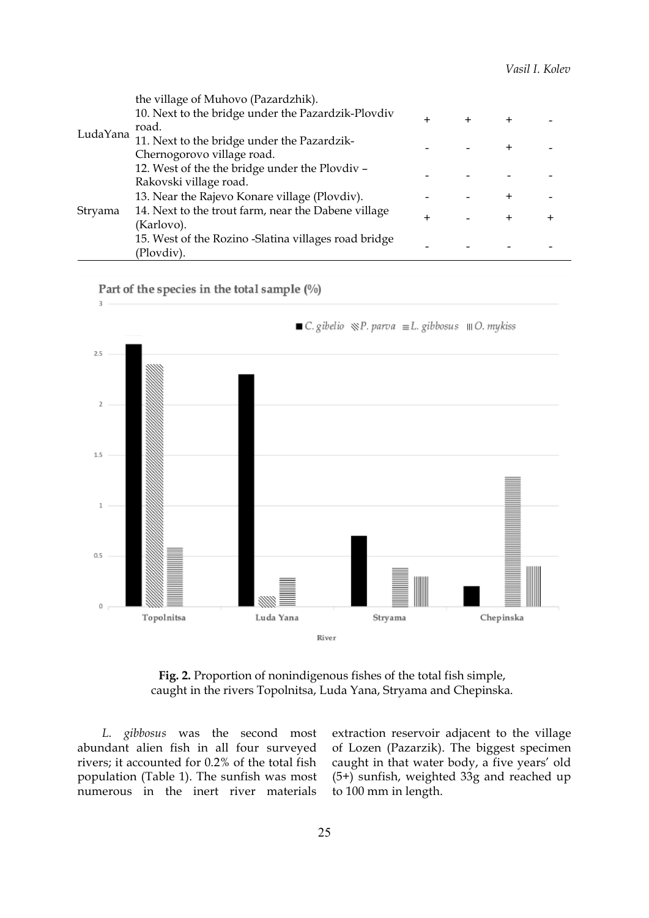| | | | | | |
|---|---|---|---|---|---|
| | the village of Muhovo (Pazardzhik). | | | | |
| LudaYana | 10. Next to the bridge under the Pazardzik-Plovdiv road. | + | + | + | - |
| | 11. Next to the bridge under the Pazardzik-Chernogorovo village road. | - | - | + | - |
| | 12. West of the the bridge under the Plovdiv – Rakovski village road. | - | - | - | - |
| Stryama | 13. Near the Rajevo Konare village (Plovdiv). | - | - | + | - |
| | 14. Next to the trout farm, near the Dabene village (Karlovo). | + | - | + | + |
| | 15. West of the Rozino -Slatina villages road bridge (Plovdiv). | - | - | - | - |

**Fig. 2.** Proportion of nonindigenous fishes of the total fish simple, caught in the rivers Topolnitsa, Luda Yana, Stryama and Chepinska.

*L. gibbosus* was the second most abundant alien fish in all four surveyed rivers; it accounted for 0.2% of the total fish population (Table 1). The sunfish was most numerous in the inert river materials extraction reservoir adjacent to the village of Lozen (Pazarzik). The biggest specimen caught in that water body, a five years' old (5+) sunfish, weighted 33g and reached up to 100 mm in length.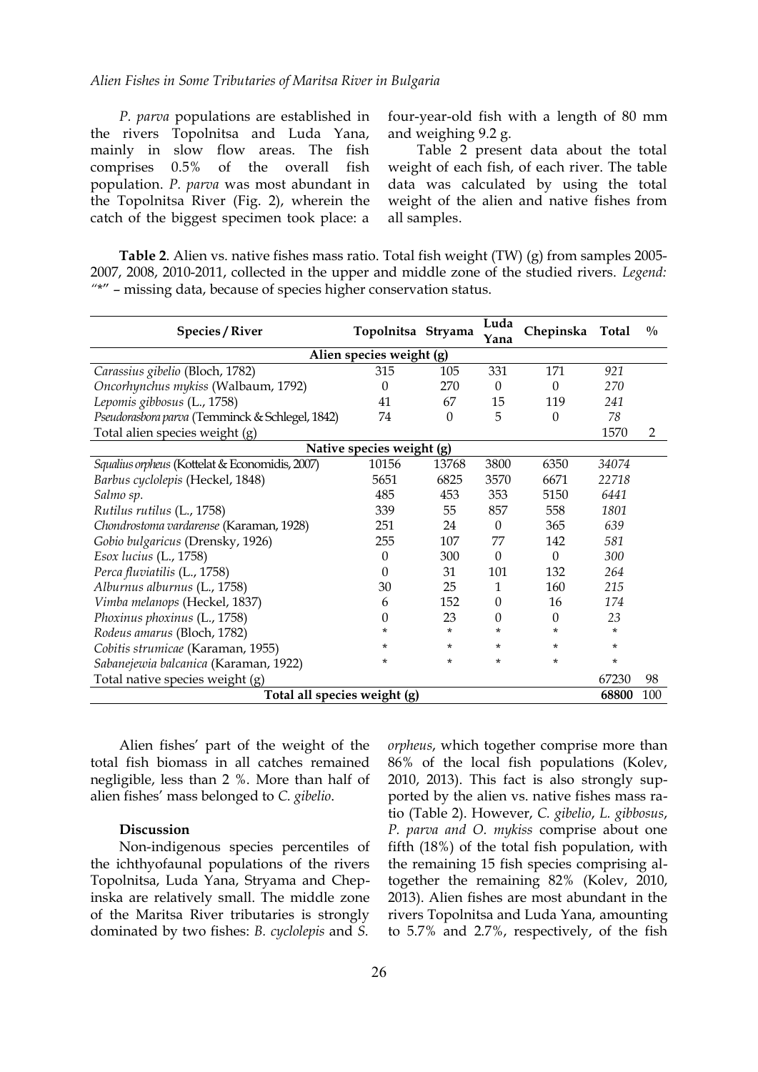*P. parva* populations are established in the rivers Topolnitsa and Luda Yana, mainly in slow flow areas. The fish comprises 0.5% of the overall fish population. *P. parva* was most abundant in the Topolnitsa River (Fig. 2), wherein the catch of the biggest specimen took place: a four-year-old fish with a length of 80 mm and weighing 9.2 g.

Table 2 present data about the total weight of each fish, of each river. The table data was calculated by using the total weight of the alien and native fishes from all samples.

**Table 2**. Alien vs. native fishes mass ratio. Total fish weight (TW) (g) from samples 2005-2007, 2008, 2010-2011, collected in the upper and middle zone of the studied rivers. *Legend: "*" – missing data, because of species higher conservation status.*

| Species / River | Topolnitsa | Stryama | Luda Yana | Chepinska | Total | % |
|---|---|---|---|---|---|---|
| **Alien species weight (g)** | | | | | | |
| *Carassius gibelio* (Bloch, 1782) | 315 | 105 | 331 | 171 | *921* | |
| *Oncorhynchus mykiss* (Walbaum, 1792) | 0 | 270 | 0 | 0 | *270* | |
| *Lepomis gibbosus* (L., 1758) | 41 | 67 | 15 | 119 | *241* | |
| *Pseudorasbora parva* (Temminck & Schlegel, 1842) | 74 | 0 | 5 | 0 | *78* | |
| Total alien species weight (g) | | | | | 1570 | 2 |
| **Native species weight (g)** | | | | | | |
| *Squalius orpheus* (Kottelat & Economidis, 2007) | 10156 | 13768 | 3800 | 6350 | *34074* | |
| *Barbus cyclolepis* (Heckel, 1848) | 5651 | 6825 | 3570 | 6671 | *22718* | |
| *Salmo sp.* | 485 | 453 | 353 | 5150 | *6441* | |
| *Rutilus rutilus* (L., 1758) | 339 | 55 | 857 | 558 | *1801* | |
| *Chondrostoma vardarense* (Karaman, 1928) | 251 | 24 | 0 | 365 | *639* | |
| *Gobio bulgaricus* (Drensky, 1926) | 255 | 107 | 77 | 142 | *581* | |
| *Esox lucius* (L., 1758) | 0 | 300 | 0 | 0 | *300* | |
| *Perca fluviatilis* (L., 1758) | 0 | 31 | 101 | 132 | *264* | |
| *Alburnus alburnus* (L., 1758) | 30 | 25 | 1 | 160 | *215* | |
| *Vimba melanops* (Heckel, 1837) | 6 | 152 | 0 | 16 | *174* | |
| *Phoxinus phoxinus* (L., 1758) | 0 | 23 | 0 | 0 | *23* | |
| *Rodeus amarus* (Bloch, 1782) | * | * | * | * | * | |
| *Cobitis strumicae* (Karaman, 1955) | * | * | * | * | * | |
| *Sabanejewia balcanica* (Karaman, 1922) | * | * | * | * | * | |
| Total native species weight (g) | | | | | 67230 | 98 |
| **Total all species weight (g)** | | | | | **68800** | 100 |

Alien fishes' part of the weight of the total fish biomass in all catches remained negligible, less than 2 %. More than half of alien fishes' mass belonged to *C. gibelio*.

### Discussion

Non-indigenous species percentiles of the ichthyofaunal populations of the rivers Topolnitsa, Luda Yana, Stryama and Chepinska are relatively small. The middle zone of the Maritsa River tributaries is strongly dominated by two fishes: *B. cyclolepis* and *S. orpheus*, which together comprise more than 86% of the local fish populations (Kolev, 2010, 2013). This fact is also strongly supported by the alien vs. native fishes mass ratio (Table 2). However, *C. gibelio*, *L. gibbosus*, *P. parva and O. mykiss* comprise about one fifth (18%) of the total fish population, with the remaining 15 fish species comprising altogether the remaining 82% (Kolev, 2010, 2013). Alien fishes are most abundant in the rivers Topolnitsa and Luda Yana, amounting to 5.7% and 2.7%, respectively, of the fish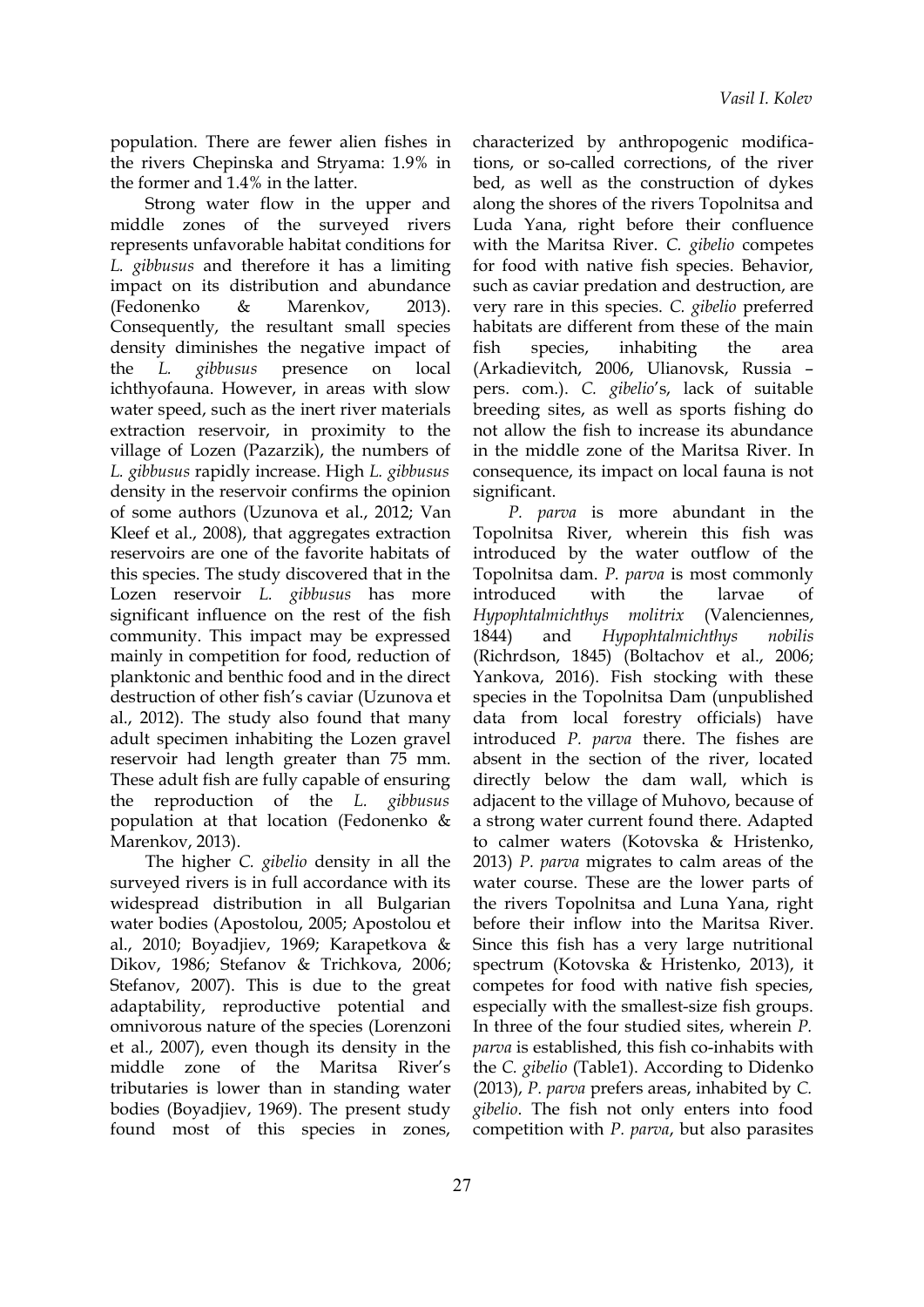population. There are fewer alien fishes in the rivers Chepinska and Stryama: 1.9% in the former and 1.4% in the latter.

Strong water flow in the upper and middle zones of the surveyed rivers represents unfavorable habitat conditions for *L. gibbusus* and therefore it has a limiting impact on its distribution and abundance (Fedonenko & Marenkov, 2013). Consequently, the resultant small species density diminishes the negative impact of the *L. gibbusus* presence on local ichthyofauna. However, in areas with slow water speed, such as the inert river materials extraction reservoir, in proximity to the village of Lozen (Pazarzik), the numbers of *L. gibbusus* rapidly increase. High *L. gibbusus* density in the reservoir confirms the opinion of some authors (Uzunova et al., 2012; Van Kleef et al., 2008), that aggregates extraction reservoirs are one of the favorite habitats of this species. The study discovered that in the Lozen reservoir *L. gibbusus* has more significant influence on the rest of the fish community. This impact may be expressed mainly in competition for food, reduction of planktonic and benthic food and in the direct destruction of other fish's caviar (Uzunova et al., 2012). The study also found that many adult specimen inhabiting the Lozen gravel reservoir had length greater than 75 mm. These adult fish are fully capable of ensuring the reproduction of the *L. gibbusus* population at that location (Fedonenko & Marenkov, 2013).

The higher *C. gibelio* density in all the surveyed rivers is in full accordance with its widespread distribution in all Bulgarian water bodies (Apostolou, 2005; Apostolou et al., 2010; Boyadjiev, 1969; Karapetkova & Dikov, 1986; Stefanov & Trichkova, 2006; Stefanov, 2007). This is due to the great adaptability, reproductive potential and omnivorous nature of the species (Lorenzoni et al., 2007), even though its density in the middle zone of the Maritsa River's tributaries is lower than in standing water bodies (Boyadjiev, 1969). The present study found most of this species in zones, characterized by anthropogenic modifications, or so-called corrections, of the river bed, as well as the construction of dykes along the shores of the rivers Topolnitsa and Luda Yana, right before their confluence with the Maritsa River. *C. gibelio* competes for food with native fish species. Behavior, such as caviar predation and destruction, are very rare in this species. *C. gibelio* preferred habitats are different from these of the main fish species, inhabiting the area (Arkadievitch, 2006, Ulianovsk, Russia – pers. com.). *C. gibelio*'s, lack of suitable breeding sites, as well as sports fishing do not allow the fish to increase its abundance in the middle zone of the Maritsa River. In consequence, its impact on local fauna is not significant.

*P. parva* is more abundant in the Topolnitsa River, wherein this fish was introduced by the water outflow of the Topolnitsa dam. *P. parva* is most commonly introduced with the larvae of *Hypophtalmichthys molitrix* (Valenciennes, 1844) and *Hypophtalmichthys nobilis* (Richrdson, 1845) (Boltachov et al., 2006; Yankova, 2016). Fish stocking with these species in the Topolnitsa Dam (unpublished data from local forestry officials) have introduced *P. parva* there. The fishes are absent in the section of the river, located directly below the dam wall, which is adjacent to the village of Muhovo, because of a strong water current found there. Adapted to calmer waters (Kotovska & Hristenko, 2013) *P. parva* migrates to calm areas of the water course. These are the lower parts of the rivers Topolnitsa and Luna Yana, right before their inflow into the Maritsa River. Since this fish has a very large nutritional spectrum (Kotovska & Hristenko, 2013), it competes for food with native fish species, especially with the smallest-size fish groups. In three of the four studied sites, wherein *P. parva* is established, this fish co-inhabits with the *C. gibelio* (Table1). According to Didenko (2013), *P. parva* prefers areas, inhabited by *C. gibelio*. The fish not only enters into food competition with *P. parva*, but also parasites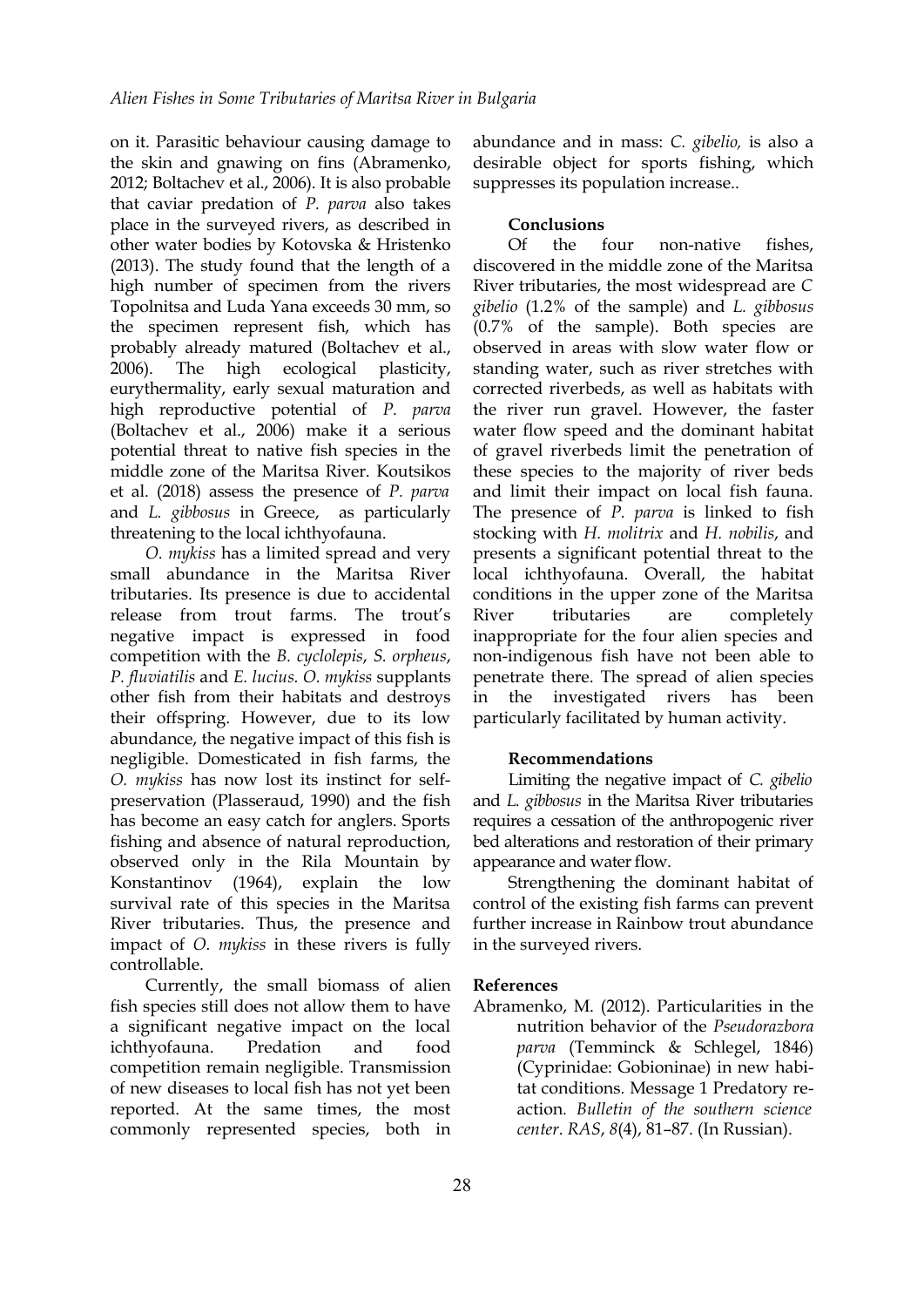on it. Parasitic behaviour causing damage to the skin and gnawing on fins (Abramenko, 2012; Boltachev et al., 2006). It is also probable that caviar predation of *P. parva* also takes place in the surveyed rivers, as described in other water bodies by Kotovska & Hristenko (2013). The study found that the length of a high number of specimen from the rivers Topolnitsa and Luda Yana exceeds 30 mm, so the specimen represent fish, which has probably already matured (Boltachev et al., 2006). The high ecological plasticity, eurythermality, early sexual maturation and high reproductive potential of *P. parva* (Boltachev et al., 2006) make it a serious potential threat to native fish species in the middle zone of the Maritsa River. Koutsikos et al. (2018) assess the presence of *P. parva* and *L. gibbosus* in Greece, as particularly threatening to the local ichthyofauna.

*O. mykiss* has a limited spread and very small abundance in the Maritsa River tributaries. Its presence is due to accidental release from trout farms. The trout's negative impact is expressed in food competition with the *B. cyclolepis*, *S. orpheus*, *P. fluviatilis* and *E. lucius*. *O. mykiss* supplants other fish from their habitats and destroys their offspring. However, due to its low abundance, the negative impact of this fish is negligible. Domesticated in fish farms, the *O. mykiss* has now lost its instinct for self-preservation (Plasseraud, 1990) and the fish has become an easy catch for anglers. Sports fishing and absence of natural reproduction, observed only in the Rila Mountain by Konstantinov (1964), explain the low survival rate of this species in the Maritsa River tributaries. Thus, the presence and impact of *O. mykiss* in these rivers is fully controllable.

Currently, the small biomass of alien fish species still does not allow them to have a significant negative impact on the local ichthyofauna. Predation and food competition remain negligible. Transmission of new diseases to local fish has not yet been reported. At the same times, the most commonly represented species, both in abundance and in mass: *C. gibelio,* is also a desirable object for sports fishing, which suppresses its population increase..

## Conclusions

Of the four non-native fishes, discovered in the middle zone of the Maritsa River tributaries, the most widespread are *C gibelio* (1.2% of the sample) and *L. gibbosus* (0.7% of the sample). Both species are observed in areas with slow water flow or standing water, such as river stretches with corrected riverbeds, as well as habitats with the river run gravel. However, the faster water flow speed and the dominant habitat of gravel riverbeds limit the penetration of these species to the majority of river beds and limit their impact on local fish fauna. The presence of *P. parva* is linked to fish stocking with *H. molitrix* and *H. nobilis*, and presents a significant potential threat to the local ichthyofauna. Overall, the habitat conditions in the upper zone of the Maritsa River tributaries are completely inappropriate for the four alien species and non-indigenous fish have not been able to penetrate there. The spread of alien species in the investigated rivers has been particularly facilitated by human activity.

## Recommendations

Limiting the negative impact of *C. gibelio* and *L. gibbosus* in the Maritsa River tributaries requires a cessation of the anthropogenic river bed alterations and restoration of their primary appearance and water flow.

Strengthening the dominant habitat of control of the existing fish farms can prevent further increase in Rainbow trout abundance in the surveyed rivers.

## References

Abramenko, M. (2012). Particularities in the nutrition behavior of the *Pseudorazbora parva* (Temminck & Schlegel, 1846) (Cyprinidae: Gobioninae) in new habitat conditions. Message 1 Predatory reaction. *Bulletin of the southern science center. RAS*, *8*(4), 81–87. (In Russian).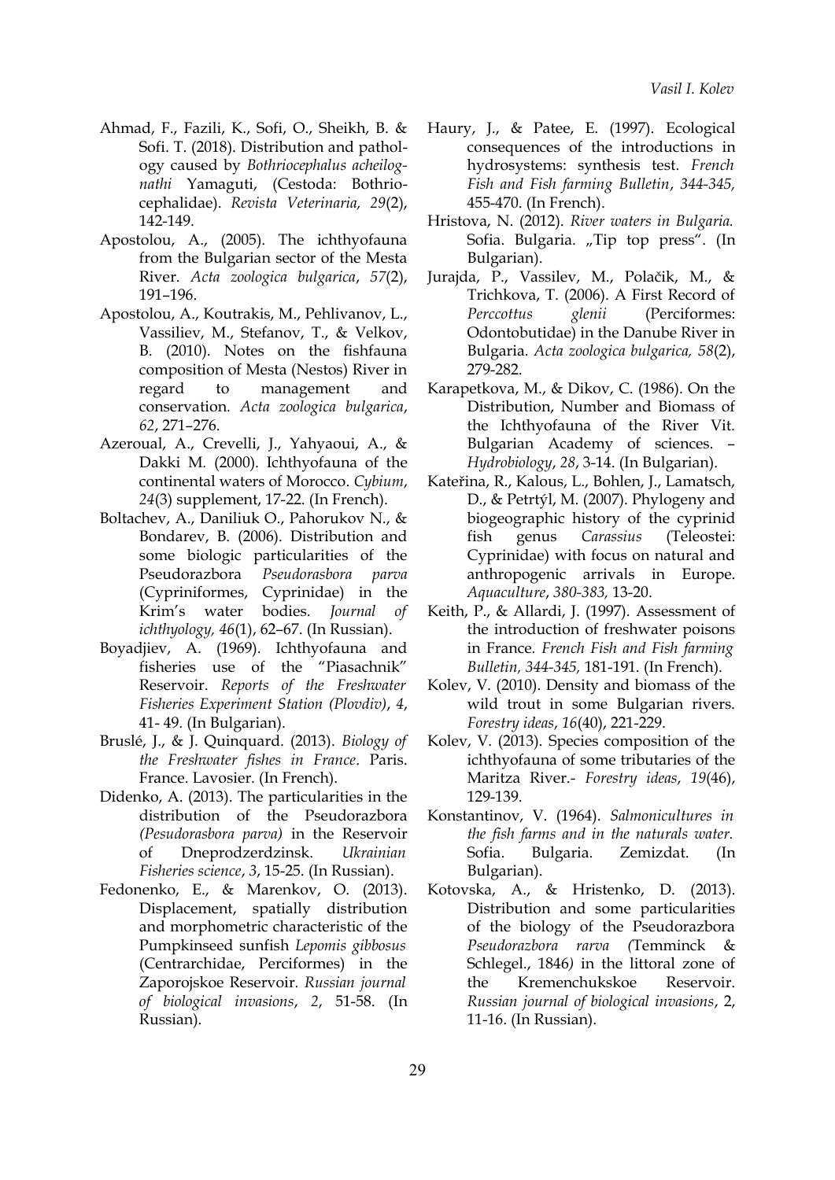Ahmad, F., Fazili, K., Sofi, O., Sheikh, B. & Sofi. T. (2018). Distribution and pathology caused by *Bothriocephalus acheilognathi* Yamaguti, (Cestoda: Bothriocephalidae). *Revista Veterinaria, 29*(2), 142-149.

Apostolou, A., (2005). The ichthyofauna from the Bulgarian sector of the Mesta River. *Acta zoologica bulgarica*, *57*(2), 191–196.

Apostolou, A., Koutrakis, M., Pehlivanov, L., Vassiliev, M., Stefanov, T., & Velkov, B. (2010). Notes on the fishfauna composition of Mesta (Nestos) River in regard to management and conservation. *Acta zoologica bulgarica*, *62*, 271–276.

Azeroual, A., Crevelli, J., Yahyaoui, A., & Dakki M. (2000). Ichthyofauna of the continental waters of Morocco. *Cybium*, *24*(3) supplement, 17-22. (In French).

Boltachev, A., Daniliuk O., Pahorukov N., & Bondarev, B. (2006). Distribution and some biologic particularities of the Pseudorazbora *Pseudorasbora parva* (Cypriniformes, Cyprinidae) in the Krim's water bodies. *Journal of ichthyology, 46*(1), 62–67. (In Russian).

Boyadjiev, A. (1969). Ichthyofauna and fisheries use of the "Piasachnik" Reservoir. *Reports of the Freshwater Fisheries Experiment Station (Plovdiv)*, *4*, 41- 49. (In Bulgarian).

Bruslé, J., & J. Quinquard. (2013). *Biology of the Freshwater fishes in France*. Paris. France. Lavosier. (In French).

Didenko, A. (2013). The particularities in the distribution of the Pseudorazbora *(Pesudorasbora parva)* in the Reservoir of Dneprodzerdzinsk. *Ukrainian Fisheries science*, *3*, 15-25. (In Russian).

Fedonenko, E., & Marenkov, O. (2013). Displacement, spatially distribution and morphometric characteristic of the Pumpkinseed sunfish *Lepomis gibbosus* (Centrarchidae, Perciformes) in the Zaporojskoe Reservoir. *Russian journal of biological invasions*, *2*, 51-58. (In Russian).

Haury, J., & Patee, E. (1997). Ecological consequences of the introductions in hydrosystems: synthesis test. *French Fish and Fish farming Bulletin*, *344-345,* 455-470. (In French).

Hristova, N. (2012). *River waters in Bulgaria.* Sofia. Bulgaria. „Tip top press". (In Bulgarian).

Jurajda, P., Vassilev, M., Polačik, M., & Trichkova, T. (2006). A First Record of *Perccottus glenii* (Perciformes: Odontobutidae) in the Danube River in Bulgaria. *Acta zoologica bulgarica, 58*(2), 279-282.

Karapetkova, M., & Dikov, C. (1986). On the Distribution, Number and Biomass of the Ichthyofauna of the River Vit. Bulgarian Academy of sciences. – *Hydrobiology*, *28*, 3-14. (In Bulgarian).

Kateřina, R., Kalous, L., Bohlen, J., Lamatsch, D., & Petrtýl, M. (2007). Phylogeny and biogeographic history of the cyprinid fish genus *Carassius* (Teleostei: Cyprinidae) with focus on natural and anthropogenic arrivals in Europe. *Aquaculture*, *380-383,* 13-20.

Keith, P., & Allardi, J. (1997). Assessment of the introduction of freshwater poisons in France. *French Fish and Fish farming Bulletin, 344-345,* 181-191. (In French).

Kolev, V. (2010). Density and biomass of the wild trout in some Bulgarian rivers. *Forestry ideas*, *16*(40), 221-229.

Kolev, V. (2013). Species composition of the ichthyofauna of some tributaries of the Maritza River.- *Forestry ideas*, *19*(46), 129-139.

Konstantinov, V. (1964). *Salmonicultures in the fish farms and in the naturals water.* Sofia. Bulgaria. Zemizdat. (In Bulgarian).

Kotovska, A., & Hristenko, D. (2013). Distribution and some particularities of the biology of the Pseudorazbora *Pseudorazbora rarva (*Temminck & Schlegel., 1846*)* in the littoral zone of the Kremenchukskoe Reservoir. *Russian journal of biological invasions*, 2, 11-16. (In Russian).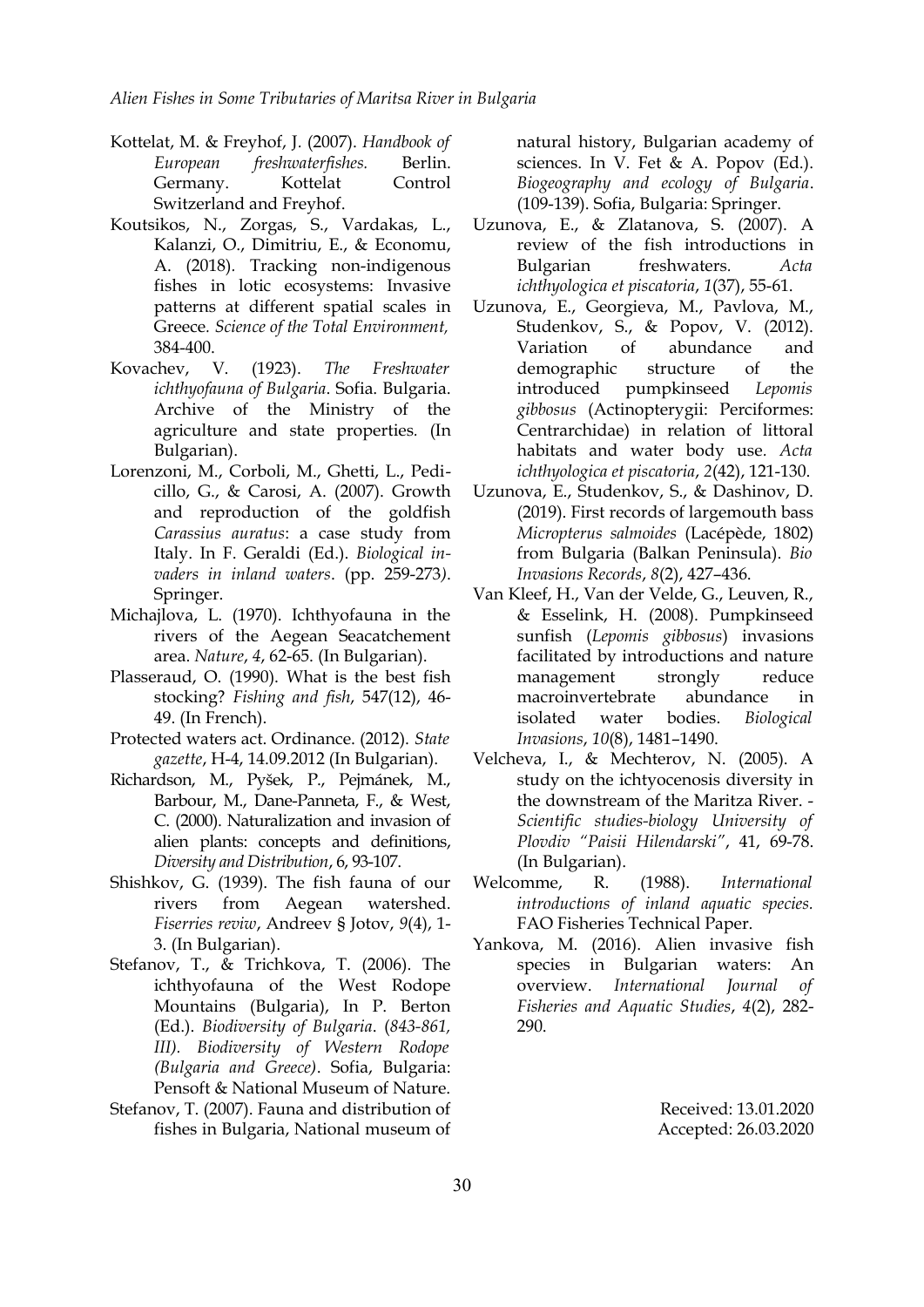Kottelat, M. & Freyhof, J. (2007). *Handbook of European freshwaterfishes.* Berlin. Germany. Kottelat Control Switzerland and Freyhof.

Koutsikos, N., Zorgas, S., Vardakas, L., Kalanzi, O., Dimitriu, E., & Economu, A. (2018). Tracking non-indigenous fishes in lotic ecosystems: Invasive patterns at different spatial scales in Greece. *Science of the Total Environment,* 384-400.

Kovachev, V. (1923). *The Freshwater ichthyofauna of Bulgaria*. Sofia. Bulgaria. Archive of the Ministry of the agriculture and state properties. (In Bulgarian).

Lorenzoni, M., Corboli, M., Ghetti, L., Pedicillo, G., & Carosi, A. (2007). Growth and reproduction of the goldfish *Carassius auratus*: a case study from Italy. In F. Geraldi (Ed.). *Biological invaders in inland waters*. (pp. 259-273). Springer.

Michajlova, L. (1970). Ichthyofauna in the rivers of the Aegean Seacatchement area. *Nature*, *4*, 62-65. (In Bulgarian).

Plasseraud, O. (1990). What is the best fish stocking? *Fishing and fish*, 547(12), 46-49. (In French).

Protected waters act. Ordinance. (2012). *State gazette*, H-4, 14.09.2012 (In Bulgarian).

Richardson, M., Pyšek, P., Pejmánek, M., Barbour, M., Dane-Panneta, F., & West, C. (2000). Naturalization and invasion of alien plants: concepts and definitions, *Diversity and Distribution*, 6, 93-107.

Shishkov, G. (1939). The fish fauna of our rivers from Aegean watershed. *Fiserries reviw*, Andreev § Jotov, *9*(4), 1-3. (In Bulgarian).

Stefanov, T., & Trichkova, T. (2006). The ichthyofauna of the West Rodope Mountains (Bulgaria), In P. Berton (Ed.). *Biodiversity of Bulgaria*. (*843-861, III). Biodiversity of Western Rodope (Bulgaria and Greece)*. Sofia, Bulgaria: Pensoft & National Museum of Nature.

Stefanov, T. (2007). Fauna and distribution of fishes in Bulgaria, National museum of natural history, Bulgarian academy of sciences. In V. Fet & A. Popov (Ed.). *Biogeography and ecology of Bulgaria*. (109-139). Sofia, Bulgaria: Springer.

Uzunova, E., & Zlatanova, S. (2007). A review of the fish introductions in Bulgarian freshwaters. *Acta ichthyologica et piscatoria*, *1*(37), 55-61.

Uzunova, E., Georgieva, M., Pavlova, M., Studenkov, S., & Popov, V. (2012). Variation of abundance and demographic structure of the introduced pumpkinseed *Lepomis gibbosus* (Actinopterygii: Perciformes: Centrarchidae) in relation of littoral habitats and water body use. *Acta ichthyologica et piscatoria*, *2*(42), 121-130.

Uzunova, E., Studenkov, S., & Dashinov, D. (2019). First records of largemouth bass *Micropterus salmoides* (Lacépède, 1802) from Bulgaria (Balkan Peninsula). *Bio Invasions Records*, *8*(2), 427–436.

Van Kleef, H., Van der Velde, G., Leuven, R., & Esselink, H. (2008). Pumpkinseed sunfish (*Lepomis gibbosus*) invasions facilitated by introductions and nature management strongly reduce macroinvertebrate abundance in isolated water bodies. *Biological Invasions*, *10*(8), 1481–1490.

Velcheva, I., & Mechterov, N. (2005). A study on the ichtyocenosis diversity in the downstream of the Maritza River. - *Scientific studies-biology University of Plovdiv "Paisii Hilendarski"*, 41, 69-78. (In Bulgarian).

Welcomme, R. (1988). *International introductions of inland aquatic species.* FAO Fisheries Technical Paper.

Yankova, M. (2016). Alien invasive fish species in Bulgarian waters: An overview. *International Journal of Fisheries and Aquatic Studies*, *4*(2), 282-290.

Received: 13.01.2020
Accepted: 26.03.2020